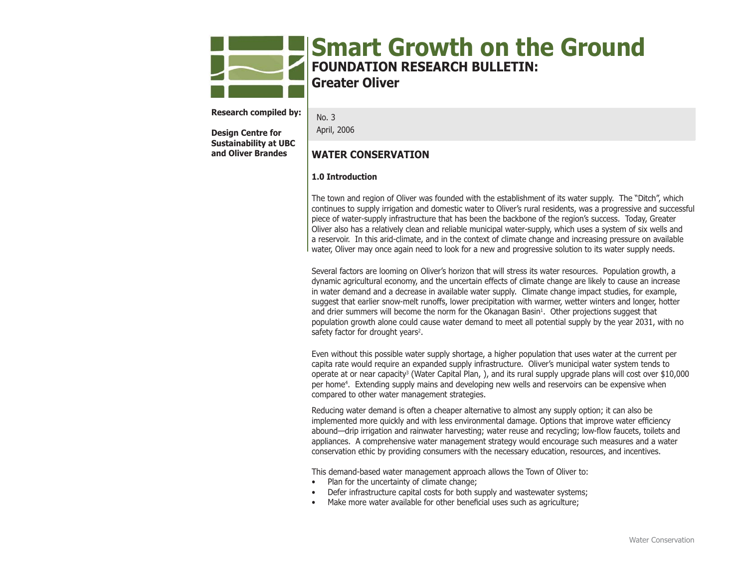# Smart Growth on the Ground

**FOUNDATION RESEARCH BULLETIN:**
**Greater Oliver**

**Research compiled by:**

**Design Centre for Sustainability at UBC and Oliver Brandes**

No. 3
April, 2006

## WATER CONSERVATION

### 1.0 Introduction

The town and region of Oliver was founded with the establishment of its water supply. The "Ditch", which continues to supply irrigation and domestic water to Oliver's rural residents, was a progressive and successful piece of water-supply infrastructure that has been the backbone of the region's success. Today, Greater Oliver also has a relatively clean and reliable municipal water-supply, which uses a system of six wells and a reservoir. In this arid-climate, and in the context of climate change and increasing pressure on available water, Oliver may once again need to look for a new and progressive solution to its water supply needs.

Several factors are looming on Oliver's horizon that will stress its water resources. Population growth, a dynamic agricultural economy, and the uncertain effects of climate change are likely to cause an increase in water demand and a decrease in available water supply. Climate change impact studies, for example, suggest that earlier snow-melt runoffs, lower precipitation with warmer, wetter winters and longer, hotter and drier summers will become the norm for the Okanagan Basin[1]. Other projections suggest that population growth alone could cause water demand to meet all potential supply by the year 2031, with no safety factor for drought years[2].

Even without this possible water supply shortage, a higher population that uses water at the current per capita rate would require an expanded supply infrastructure. Oliver's municipal water system tends to operate at or near capacity[3] (Water Capital Plan, ), and its rural supply upgrade plans will cost over $10,000 per home[4]. Extending supply mains and developing new wells and reservoirs can be expensive when compared to other water management strategies.

Reducing water demand is often a cheaper alternative to almost any supply option; it can also be implemented more quickly and with less environmental damage. Options that improve water efficiency abound—drip irrigation and rainwater harvesting; water reuse and recycling; low-flow faucets, toilets and appliances. A comprehensive water management strategy would encourage such measures and a water conservation ethic by providing consumers with the necessary education, resources, and incentives.

This demand-based water management approach allows the Town of Oliver to:

- Plan for the uncertainty of climate change;
- Defer infrastructure capital costs for both supply and wastewater systems;
- Make more water available for other beneficial uses such as agriculture;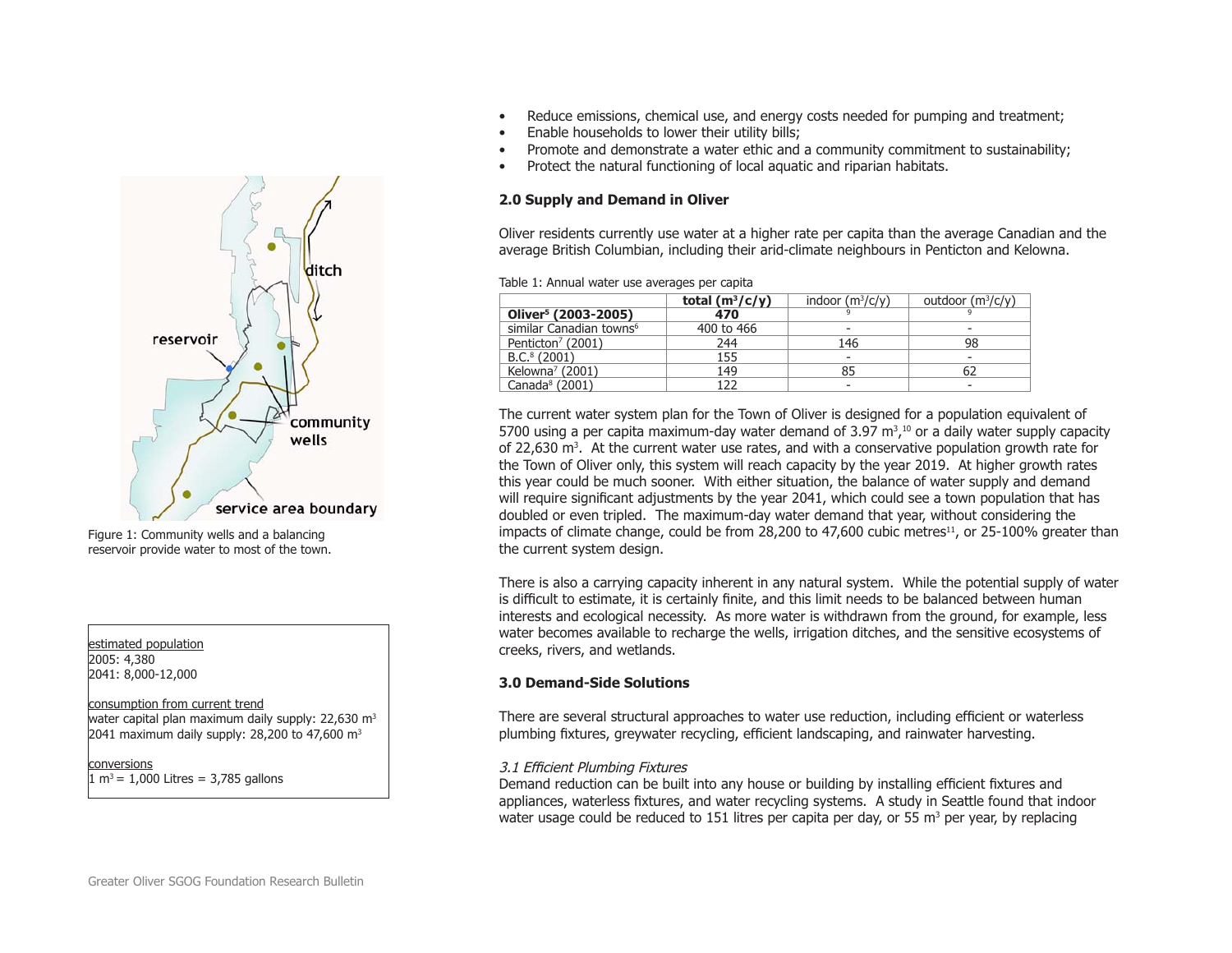- Reduce emissions, chemical use, and energy costs needed for pumping and treatment;
- Enable households to lower their utility bills;
- Promote and demonstrate a water ethic and a community commitment to sustainability;
- Protect the natural functioning of local aquatic and riparian habitats.

## 2.0 Supply and Demand in Oliver

Oliver residents currently use water at a higher rate per capita than the average Canadian and the average British Columbian, including their arid-climate neighbours in Penticton and Kelowna.

Table 1: Annual water use averages per capita

| | **total ($m^3$/c/y)** | indoor ($m^3$/c/y) | outdoor ($m^3$/c/y) |
|---|---|---|---|
| **Oliver[5] (2003-2005)** | **470** | [9] | [9] |
| similar Canadian towns[6] | 400 to 466 | - | - |
| Penticton[7] (2001) | 244 | 146 | 98 |
| B.C.[8] (2001) | 155 | - | - |
| Kelowna[7] (2001) | 149 | 85 | 62 |
| Canada[8] (2001) | 122 | - | - |

The current water system plan for the Town of Oliver is designed for a population equivalent of 5700 using a per capita maximum-day water demand of 3.97 $m^3$,[10] or a daily water supply capacity of 22,630 $m^3$. At the current water use rates, and with a conservative population growth rate for the Town of Oliver only, this system will reach capacity by the year 2019. At higher growth rates this year could be much sooner. With either situation, the balance of water supply and demand will require significant adjustments by the year 2041, which could see a town population that has doubled or even tripled. The maximum-day water demand that year, without considering the impacts of climate change, could be from 28,200 to 47,600 cubic metres[11], or 25-100% greater than the current system design.

There is also a carrying capacity inherent in any natural system. While the potential supply of water is difficult to estimate, it is certainly finite, and this limit needs to be balanced between human interests and ecological necessity. As more water is withdrawn from the ground, for example, less water becomes available to recharge the wells, irrigation ditches, and the sensitive ecosystems of creeks, rivers, and wetlands.

Figure 1: Community wells and a balancing reservoir provide water to most of the town.

estimated population
2005: 4,380
2041: 8,000-12,000

consumption from current trend
water capital plan maximum daily supply: 22,630 $m^3$
2041 maximum daily supply: 28,200 to 47,600 $m^3$

conversions
1 $m^3$ = 1,000 Litres = 3,785 gallons

## 3.0 Demand-Side Solutions

There are several structural approaches to water use reduction, including efficient or waterless plumbing fixtures, greywater recycling, efficient landscaping, and rainwater harvesting.

### *3.1 Efficient Plumbing Fixtures*

Demand reduction can be built into any house or building by installing efficient fixtures and appliances, waterless fixtures, and water recycling systems. A study in Seattle found that indoor water usage could be reduced to 151 litres per capita per day, or 55 $m^3$ per year, by replacing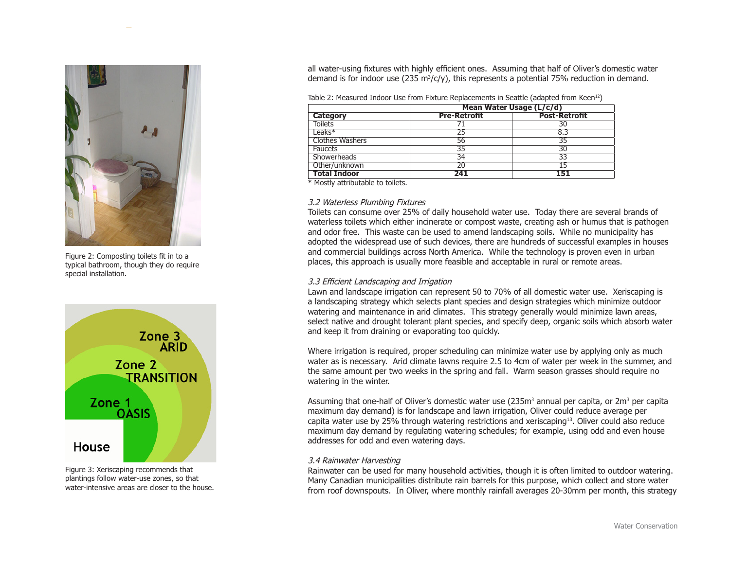Figure 2: Composting toilets fit in to a typical bathroom, though they do require special installation.

Figure 3: Xeriscaping recommends that plantings follow water-use zones, so that water-intensive areas are closer to the house.

all water-using fixtures with highly efficient ones. Assuming that half of Oliver's domestic water demand is for indoor use (235 $m^3$/c/y), this represents a potential 75% reduction in demand.

Table 2: Measured Indoor Use from Fixture Replacements in Seattle (adapted from Keen[12])

| | Mean Water Usage (L/c/d) | |
|---|---|---|
| **Category** | **Pre-Retrofit** | **Post-Retrofit** |
| Toilets | 71 | 30 |
| Leaks* | 25 | 8.3 |
| Clothes Washers | 56 | 35 |
| Faucets | 35 | 30 |
| Showerheads | 34 | 33 |
| Other/unknown | 20 | 15 |
| **Total Indoor** | **241** | **151** |

\* Mostly attributable to toilets.

### *3.2 Waterless Plumbing Fixtures*

Toilets can consume over 25% of daily household water use. Today there are several brands of waterless toilets which either incinerate or compost waste, creating ash or humus that is pathogen and odor free. This waste can be used to amend landscaping soils. While no municipality has adopted the widespread use of such devices, there are hundreds of successful examples in houses and commercial buildings across North America. While the technology is proven even in urban places, this approach is usually more feasible and acceptable in rural or remote areas.

### *3.3 Efficient Landscaping and Irrigation*

Lawn and landscape irrigation can represent 50 to 70% of all domestic water use. Xeriscaping is a landscaping strategy which selects plant species and design strategies which minimize outdoor watering and maintenance in arid climates. This strategy generally would minimize lawn areas, select native and drought tolerant plant species, and specify deep, organic soils which absorb water and keep it from draining or evaporating too quickly.

Where irrigation is required, proper scheduling can minimize water use by applying only as much water as is necessary. Arid climate lawns require 2.5 to 4cm of water per week in the summer, and the same amount per two weeks in the spring and fall. Warm season grasses should require no watering in the winter.

Assuming that one-half of Oliver's domestic water use (235$m^3$ annual per capita, or 2$m^3$ per capita maximum day demand) is for landscape and lawn irrigation, Oliver could reduce average per capita water use by 25% through watering restrictions and xeriscaping[13]. Oliver could also reduce maximum day demand by regulating watering schedules; for example, using odd and even house addresses for odd and even watering days.

### *3.4 Rainwater Harvesting*

Rainwater can be used for many household activities, though it is often limited to outdoor watering. Many Canadian municipalities distribute rain barrels for this purpose, which collect and store water from roof downspouts. In Oliver, where monthly rainfall averages 20-30mm per month, this strategy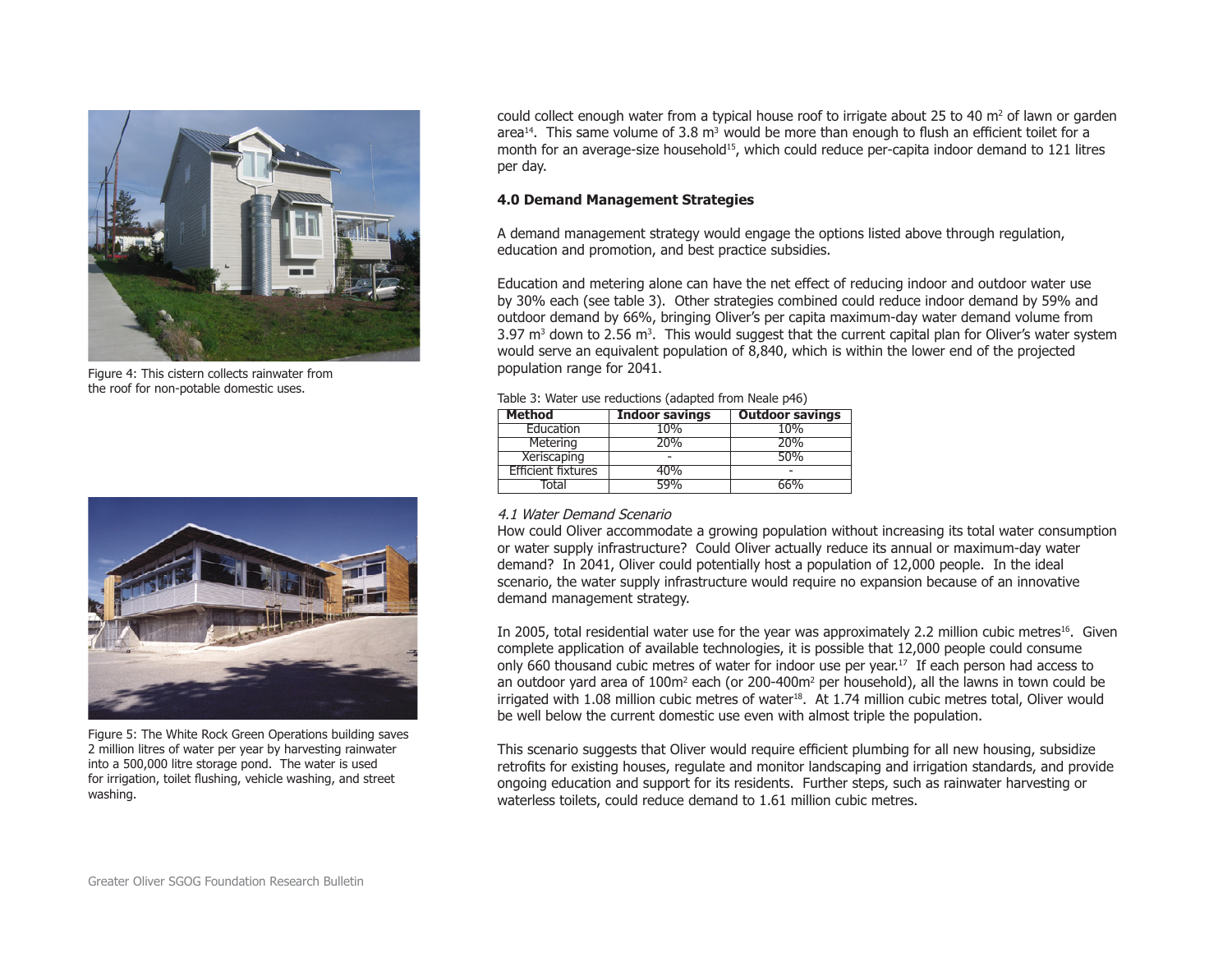Figure 4: This cistern collects rainwater from the roof for non-potable domestic uses.

Figure 5: The White Rock Green Operations building saves 2 million litres of water per year by harvesting rainwater into a 500,000 litre storage pond. The water is used for irrigation, toilet flushing, vehicle washing, and street washing.

could collect enough water from a typical house roof to irrigate about 25 to 40 $m^2$ of lawn or garden area[14]. This same volume of 3.8 $m^3$ would be more than enough to flush an efficient toilet for a month for an average-size household[15], which could reduce per-capita indoor demand to 121 litres per day.

### 4.0 Demand Management Strategies

A demand management strategy would engage the options listed above through regulation, education and promotion, and best practice subsidies.

Education and metering alone can have the net effect of reducing indoor and outdoor water use by 30% each (see table 3). Other strategies combined could reduce indoor demand by 59% and outdoor demand by 66%, bringing Oliver's per capita maximum-day water demand volume from 3.97 $m^3$ down to 2.56 $m^3$. This would suggest that the current capital plan for Oliver's water system would serve an equivalent population of 8,840, which is within the lower end of the projected population range for 2041.

Table 3: Water use reductions (adapted from Neale p46)

| Method | Indoor savings | Outdoor savings |
|---|---|---|
| Education | 10% | 10% |
| Metering | 20% | 20% |
| Xeriscaping | - | 50% |
| Efficient fixtures | 40% | - |
| Total | 59% | 66% |

#### *4.1 Water Demand Scenario*

How could Oliver accommodate a growing population without increasing its total water consumption or water supply infrastructure? Could Oliver actually reduce its annual or maximum-day water demand? In 2041, Oliver could potentially host a population of 12,000 people. In the ideal scenario, the water supply infrastructure would require no expansion because of an innovative demand management strategy.

In 2005, total residential water use for the year was approximately 2.2 million cubic metres[16]. Given complete application of available technologies, it is possible that 12,000 people could consume only 660 thousand cubic metres of water for indoor use per year.[17] If each person had access to an outdoor yard area of 100$m^2$ each (or 200-400$m^2$ per household), all the lawns in town could be irrigated with 1.08 million cubic metres of water[18]. At 1.74 million cubic metres total, Oliver would be well below the current domestic use even with almost triple the population.

This scenario suggests that Oliver would require efficient plumbing for all new housing, subsidize retrofits for existing houses, regulate and monitor landscaping and irrigation standards, and provide ongoing education and support for its residents. Further steps, such as rainwater harvesting or waterless toilets, could reduce demand to 1.61 million cubic metres.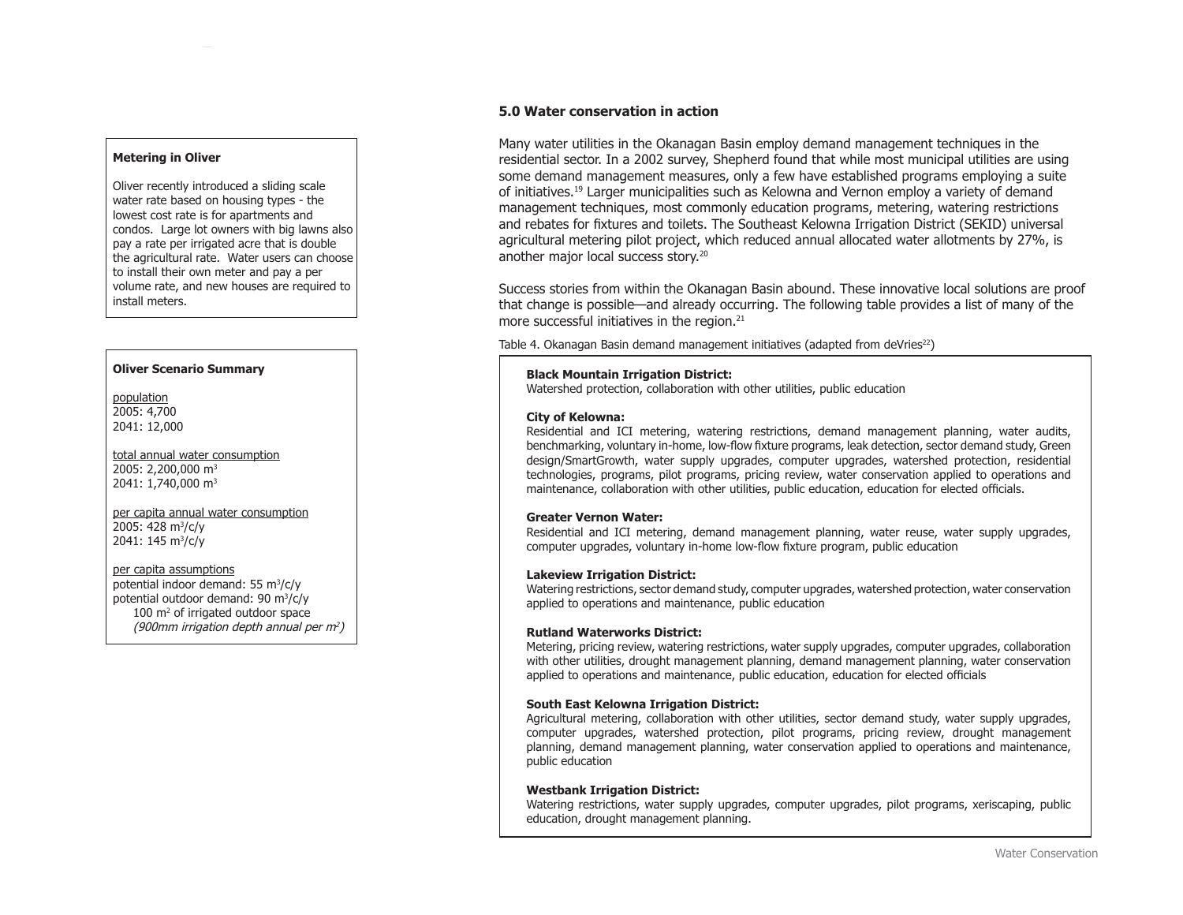## 5.0 Water conservation in action

Many water utilities in the Okanagan Basin employ demand management techniques in the residential sector. In a 2002 survey, Shepherd found that while most municipal utilities are using some demand management measures, only a few have established programs employing a suite of initiatives.[19] Larger municipalities such as Kelowna and Vernon employ a variety of demand management techniques, most commonly education programs, metering, watering restrictions and rebates for fixtures and toilets. The Southeast Kelowna Irrigation District (SEKID) universal agricultural metering pilot project, which reduced annual allocated water allotments by 27%, is another major local success story.[20]

Success stories from within the Okanagan Basin abound. These innovative local solutions are proof that change is possible—and already occurring. The following table provides a list of many of the more successful initiatives in the region.[21]

Table 4. Okanagan Basin demand management initiatives (adapted from deVries[22])

**Black Mountain Irrigation District:**
Watershed protection, collaboration with other utilities, public education

**City of Kelowna:**
Residential and ICI metering, watering restrictions, demand management planning, water audits, benchmarking, voluntary in-home, low-flow fixture programs, leak detection, sector demand study, Green design/SmartGrowth, water supply upgrades, computer upgrades, watershed protection, residential technologies, programs, pilot programs, pricing review, water conservation applied to operations and maintenance, collaboration with other utilities, public education, education for elected officials.

**Greater Vernon Water:**
Residential and ICI metering, demand management planning, water reuse, water supply upgrades, computer upgrades, voluntary in-home low-flow fixture program, public education

**Lakeview Irrigation District:**
Watering restrictions, sector demand study, computer upgrades, watershed protection, water conservation applied to operations and maintenance, public education

**Rutland Waterworks District:**
Metering, pricing review, watering restrictions, water supply upgrades, computer upgrades, collaboration with other utilities, drought management planning, demand management planning, water conservation applied to operations and maintenance, public education, education for elected officials

**South East Kelowna Irrigation District:**
Agricultural metering, collaboration with other utilities, sector demand study, water supply upgrades, computer upgrades, watershed protection, pilot programs, pricing review, drought management planning, demand management planning, water conservation applied to operations and maintenance, public education

**Westbank Irrigation District:**
Watering restrictions, water supply upgrades, computer upgrades, pilot programs, xeriscaping, public education, drought management planning.

**Metering in Oliver**

Oliver recently introduced a sliding scale water rate based on housing types - the lowest cost rate is for apartments and condos. Large lot owners with big lawns also pay a rate per irrigated acre that is double the agricultural rate. Water users can choose to install their own meter and pay a per volume rate, and new houses are required to install meters.

**Oliver Scenario Summary**

population
2005: 4,700
2041: 12,000

total annual water consumption
2005: 2,200,000 $m^3$
2041: 1,740,000 $m^3$

per capita annual water consumption
2005: 428 $m^3$/c/y
2041: 145 $m^3$/c/y

per capita assumptions
potential indoor demand: 55 $m^3$/c/y
potential outdoor demand: 90 $m^3$/c/y
100 $m^2$ of irrigated outdoor space
*(900mm irrigation depth annual per $m^2$)*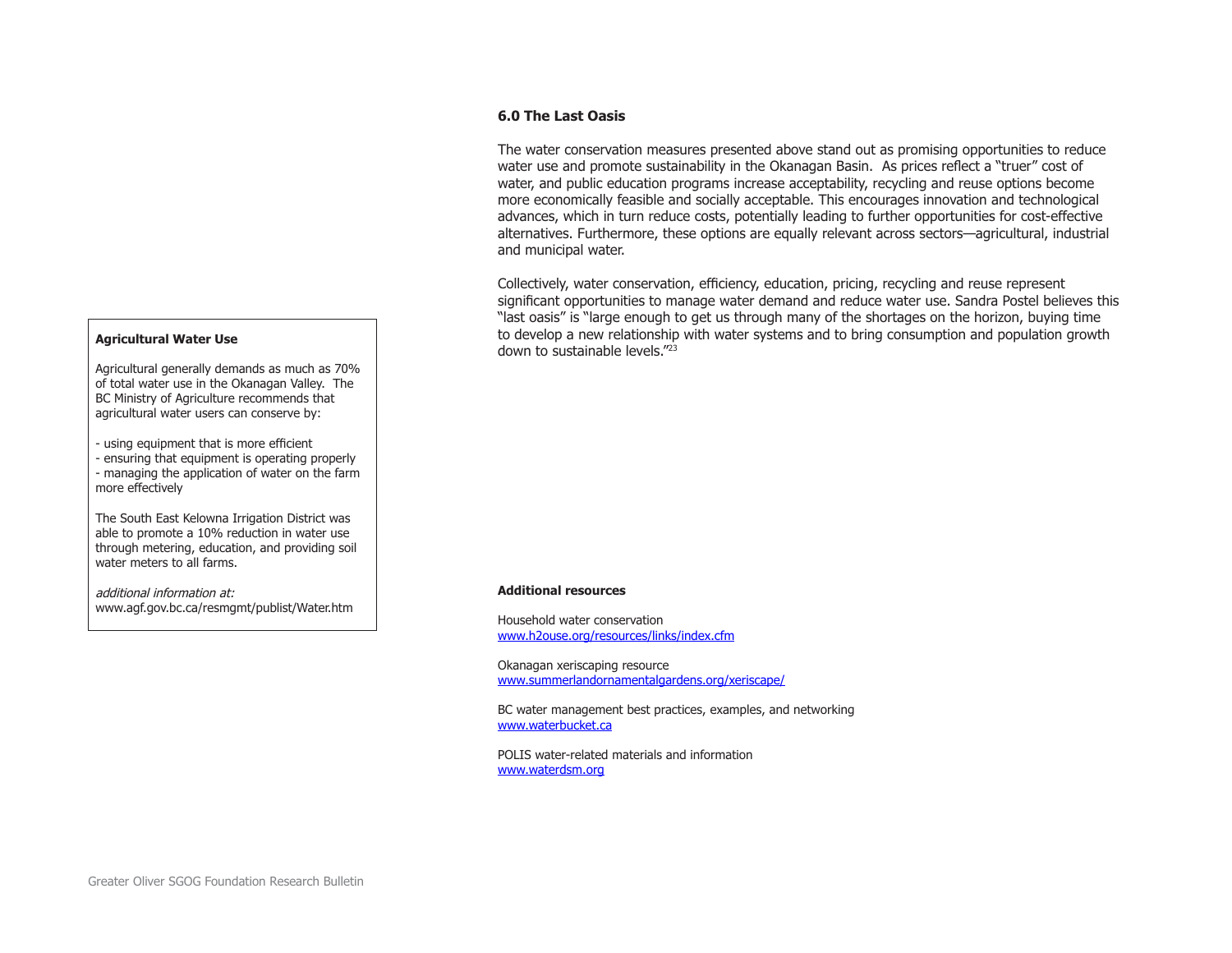## 6.0 The Last Oasis

The water conservation measures presented above stand out as promising opportunities to reduce water use and promote sustainability in the Okanagan Basin. As prices reflect a "truer" cost of water, and public education programs increase acceptability, recycling and reuse options become more economically feasible and socially acceptable. This encourages innovation and technological advances, which in turn reduce costs, potentially leading to further opportunities for cost-effective alternatives. Furthermore, these options are equally relevant across sectors—agricultural, industrial and municipal water.

Collectively, water conservation, efficiency, education, pricing, recycling and reuse represent significant opportunities to manage water demand and reduce water use. Sandra Postel believes this "last oasis" is "large enough to get us through many of the shortages on the horizon, buying time to develop a new relationship with water systems and to bring consumption and population growth down to sustainable levels."[23]

**Agricultural Water Use**

Agricultural generally demands as much as 70% of total water use in the Okanagan Valley. The BC Ministry of Agriculture recommends that agricultural water users can conserve by:

- using equipment that is more efficient
- ensuring that equipment is operating properly
- managing the application of water on the farm more effectively

The South East Kelowna Irrigation District was able to promote a 10% reduction in water use through metering, education, and providing soil water meters to all farms.

*additional information at:*
www.agf.gov.bc.ca/resmgmt/publist/Water.htm

**Additional resources**

Household water conservation
www.h2ouse.org/resources/links/index.cfm

Okanagan xeriscaping resource
www.summerlandornamentalgardens.org/xeriscape/

BC water management best practices, examples, and networking
www.waterbucket.ca

POLIS water-related materials and information
www.waterdsm.org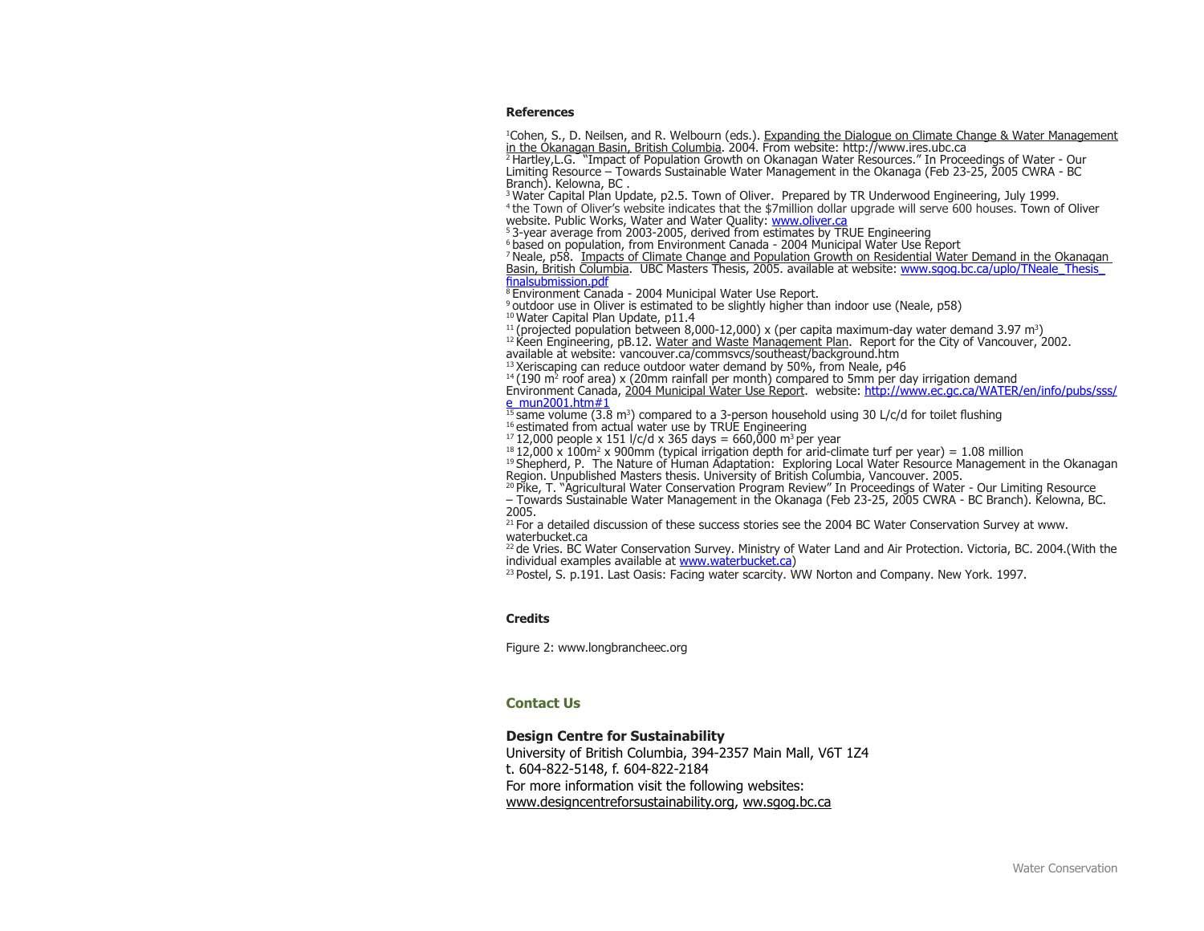## References

[1]Cohen, S., D. Neilsen, and R. Welbourn (eds.). Expanding the Dialogue on Climate Change & Water Management in the Okanagan Basin, British Columbia. 2004. From website: http://www.ires.ubc.ca

[2] Hartley,L.G. "Impact of Population Growth on Okanagan Water Resources." In Proceedings of Water - Our Limiting Resource – Towards Sustainable Water Management in the Okanaga (Feb 23-25, 2005 CWRA - BC Branch). Kelowna, BC .

[3] Water Capital Plan Update, p2.5. Town of Oliver. Prepared by TR Underwood Engineering, July 1999.

[4] the Town of Oliver's website indicates that the $7million dollar upgrade will serve 600 houses. Town of Oliver website. Public Works, Water and Water Quality: www.oliver.ca

[5] 3-year average from 2003-2005, derived from estimates by TRUE Engineering

[6] based on population, from Environment Canada - 2004 Municipal Water Use Report

[7] Neale, p58. Impacts of Climate Change and Population Growth on Residential Water Demand in the Okanagan Basin, British Columbia. UBC Masters Thesis, 2005. available at website: www.sgog.bc.ca/uplo/TNeale_Thesis_finalsubmission.pdf

[8] Environment Canada - 2004 Municipal Water Use Report.

[9] outdoor use in Oliver is estimated to be slightly higher than indoor use (Neale, p58)

[10] Water Capital Plan Update, p11.4

[11] (projected population between 8,000-12,000) x (per capita maximum-day water demand 3.97 $m^3$)

[12] Keen Engineering, pB.12. Water and Waste Management Plan. Report for the City of Vancouver, 2002. available at website: vancouver.ca/commsvcs/southeast/background.htm

[13] Xeriscaping can reduce outdoor water demand by 50%, from Neale, p46

[14] (190 $m^2$ roof area) x (20mm rainfall per month) compared to 5mm per day irrigation demand Environment Canada, 2004 Municipal Water Use Report. website: http://www.ec.gc.ca/WATER/en/info/pubs/sss/e_mun2001.htm#1

[15] same volume (3.8 $m^3$) compared to a 3-person household using 30 L/c/d for toilet flushing

[16] estimated from actual water use by TRUE Engineering

[17] 12,000 people x 151 l/c/d x 365 days = 660,000 $m^3$ per year

[18] 12,000 x 100$m^2$ x 900mm (typical irrigation depth for arid-climate turf per year) = 1.08 million

[19] Shepherd, P. The Nature of Human Adaptation: Exploring Local Water Resource Management in the Okanagan Region. Unpublished Masters thesis. University of British Columbia, Vancouver. 2005.

[20] Pike, T. "Agricultural Water Conservation Program Review" In Proceedings of Water - Our Limiting Resource – Towards Sustainable Water Management in the Okanaga (Feb 23-25, 2005 CWRA - BC Branch). Kelowna, BC. 2005.

[21] For a detailed discussion of these success stories see the 2004 BC Water Conservation Survey at www.waterbucket.ca

[22] de Vries. BC Water Conservation Survey. Ministry of Water Land and Air Protection. Victoria, BC. 2004.(With the individual examples available at www.waterbucket.ca)

[23] Postel, S. p.191. Last Oasis: Facing water scarcity. WW Norton and Company. New York. 1997.

## Credits

Figure 2: www.longbrancheec.org

## Contact Us

**Design Centre for Sustainability**
University of British Columbia, 394-2357 Main Mall, V6T 1Z4
t. 604-822-5148, f. 604-822-2184
For more information visit the following websites:
www.designcentreforsustainability.org, ww.sgog.bc.ca